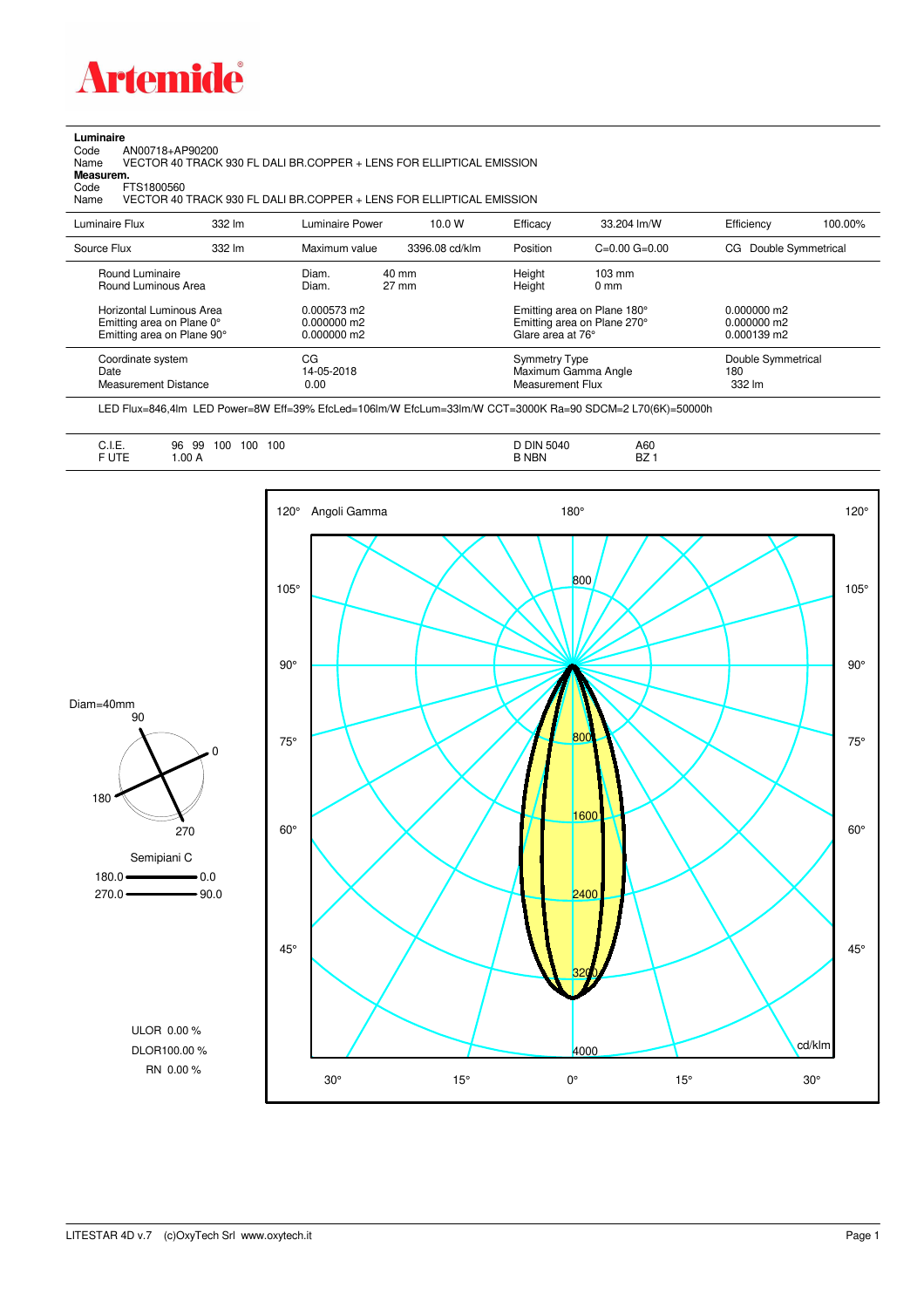# Artemide

**Luminaire**

Code AN00718+AP90200

Name VECTOR 40 TRACK 930 FL DALI BR.COPPER + LENS FOR ELLIPTICAL EMISSION

**Measurem.**

Code FTS1800560

Name VECTOR 40 TRACK 930 FL DALI BR.COPPER + LENS FOR ELLIPTICAL EMISSION

| Luminaire Flux | 332 lm | Luminaire Power | 10.0 W | Efficacy | 33.204 lm/W | Efficiency | 100.00% |
|---|---|---|---|---|---|---|---|
| Source Flux | 332 lm | Maximum value | 3396.08 cd/klm | Position | C=0.00 G=0.00 | CG Double Symmetrical | |

| | | | | |
|---|---|---|---|---|
| Round Luminaire | Diam. 40 mm | Height 103 mm | | |
| Round Luminous Area | Diam. 27 mm | Height 0 mm | | |
| Horizontal Luminous Area | 0.000573 m2 | Emitting area on Plane 180° | 0.000000 m2 | |
| Emitting area on Plane 0° | 0.000000 m2 | Emitting area on Plane 270° | 0.000000 m2 | |
| Emitting area on Plane 90° | 0.000000 m2 | Glare area at 76° | 0.000139 m2 | |

| | | | |
|---|---|---|---|
| Coordinate system | CG | Symmetry Type | Double Symmetrical |
| Date | 14-05-2018 | Maximum Gamma Angle | 180 |
| Measurement Distance | 0.00 | Measurement Flux | 332 lm |

LED Flux=846,4lm LED Power=8W Eff=39% EfcLed=106lm/W EfcLum=33lm/W CCT=3000K Ra=90 SDCM=2 L70(6K)=50000h

| | | | |
|---|---|---|---|
| C.I.E. | 96 99 100 100 100 | D DIN 5040 | A60 |
| F UTE | 1.00 A | B NBN | BZ 1 |

Diam=40mm

Semipiani C

180.0 — 0.0

270.0 — 90.0

ULOR 0.00 %

DLOR100.00 %

RN 0.00 %

LITESTAR 4D v.7 (c)OxyTech Srl www.oxytech.it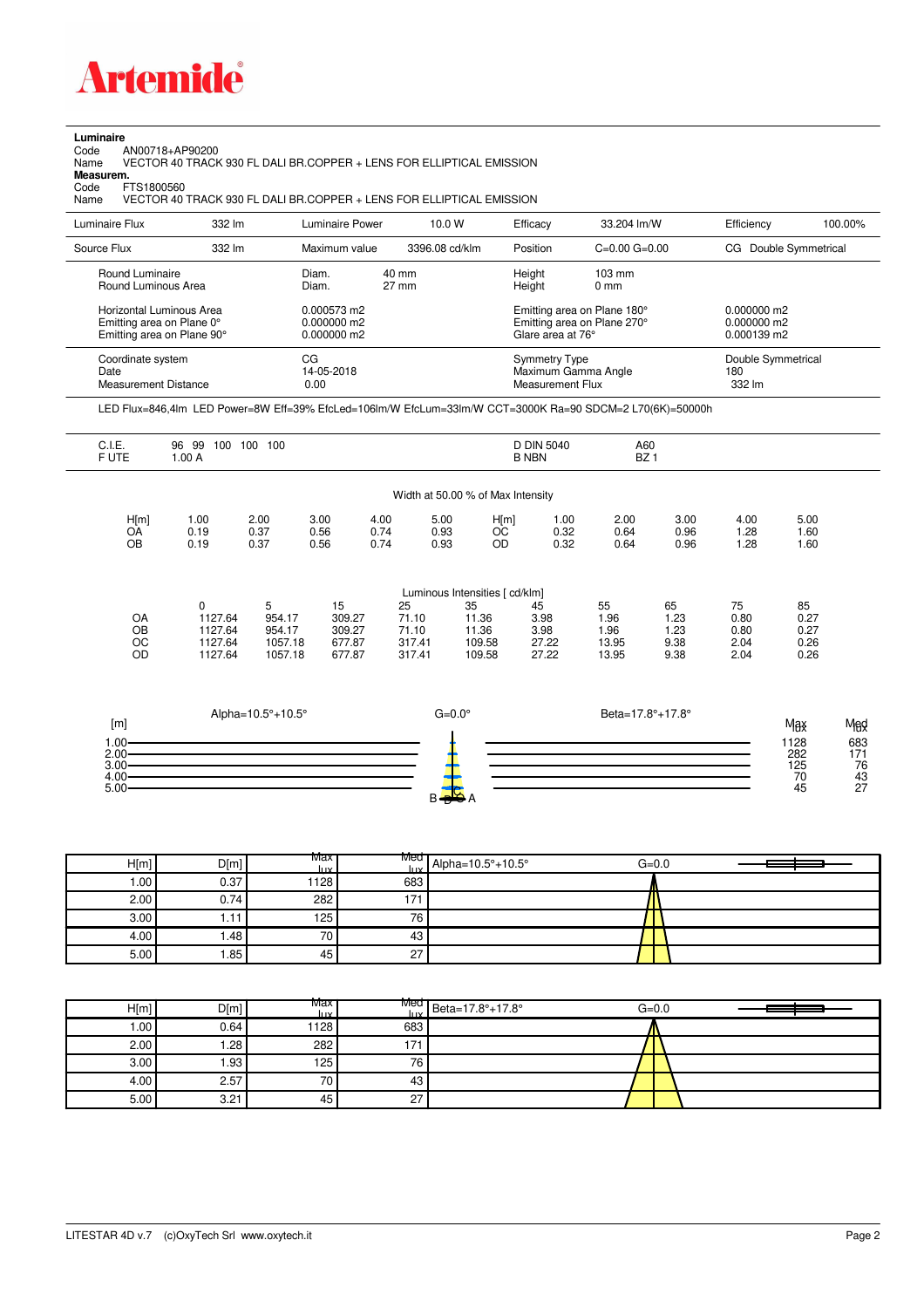Artemide

**Luminaire**
Code AN00718+AP90200
Name VECTOR 40 TRACK 930 FL DALI BR.COPPER + LENS FOR ELLIPTICAL EMISSION
**Measurem.**
Code FTS1800560
Name VECTOR 40 TRACK 930 FL DALI BR.COPPER + LENS FOR ELLIPTICAL EMISSION

| | | | | | | | |
|---|---|---|---|---|---|---|---|
| Luminaire Flux | 332 lm | Luminaire Power | 10.0 W | Efficacy | 33.204 lm/W | Efficiency | 100.00% |
| Source Flux | 332 lm | Maximum value | 3396.08 cd/klm | Position | C=0.00 G=0.00 | CG | Double Symmetrical |

| | | | | | |
|---|---|---|---|---|---|
| Round Luminaire | Diam. | 40 mm | Height | 103 mm | |
| Round Luminous Area | Diam. | 27 mm | Height | 0 mm | |
| Horizontal Luminous Area | 0.000573 m2 | | Emitting area on Plane 180° | | 0.000000 m2 |
| Emitting area on Plane 0° | 0.000000 m2 | | Emitting area on Plane 270° | | 0.000000 m2 |
| Emitting area on Plane 90° | 0.000000 m2 | | Glare area at 76° | | 0.000139 m2 |
| Coordinate system | CG | | Symmetry Type | | Double Symmetrical |
| Date | 14-05-2018 | | Maximum Gamma Angle | | 180 |
| Measurement Distance | 0.00 | | Measurement Flux | | 332 lm |

LED Flux=846,4lm LED Power=8W Eff=39% EfcLed=106lm/W EfcLum=33lm/W CCT=3000K Ra=90 SDCM=2 L70(6K)=50000h

| | | | |
|---|---|---|---|
| C.I.E. | 96 99 100 100 100 | D DIN 5040 | A60 |
| F UTE | 1.00 A | B NBN | BZ 1 |

Width at 50.00 % of Max Intensity

| H[m] | 1.00 | 2.00 | 3.00 | 4.00 | 5.00 | H[m] | 1.00 | 2.00 | 3.00 | 4.00 | 5.00 |
|---|---|---|---|---|---|---|---|---|---|---|---|
| OA | 0.19 | 0.37 | 0.56 | 0.74 | 0.93 | OC | 0.32 | 0.64 | 0.96 | 1.28 | 1.60 |
| OB | 0.19 | 0.37 | 0.56 | 0.74 | 0.93 | OD | 0.32 | 0.64 | 0.96 | 1.28 | 1.60 |

Luminous Intensities [ cd/klm]

| | 0 | 5 | 15 | 25 | 35 | 45 | 55 | 65 | 75 | 85 |
|---|---|---|---|---|---|---|---|---|---|---|
| OA | 1127.64 | 954.17 | 309.27 | 71.10 | 11.36 | 3.98 | 1.96 | 1.23 | 0.80 | 0.27 |
| OB | 1127.64 | 954.17 | 309.27 | 71.10 | 11.36 | 3.98 | 1.96 | 1.23 | 0.80 | 0.27 |
| OC | 1127.64 | 1057.18 | 677.87 | 317.41 | 109.58 | 27.22 | 13.95 | 9.38 | 2.04 | 0.26 |
| OD | 1127.64 | 1057.18 | 677.87 | 317.41 | 109.58 | 27.22 | 13.95 | 9.38 | 2.04 | 0.26 |

Alpha=10.5°+10.5° G=0.0° Beta=17.8°+17.8°

[m] 1.00 2.00 3.00 4.00 5.00

B D C A

Max lux: 1128 282 125 70 45
Med lux: 683 171 76 43 27

| H[m] | D[m] | Max lux | Med lux | Alpha=10.5°+10.5° G=0.0 |
|---|---|---|---|---|
| 1.00 | 0.37 | 1128 | 683 | |
| 2.00 | 0.74 | 282 | 171 | |
| 3.00 | 1.11 | 125 | 76 | |
| 4.00 | 1.48 | 70 | 43 | |
| 5.00 | 1.85 | 45 | 27 | |

| H[m] | D[m] | Max lux | Med lux | Beta=17.8°+17.8° G=0.0 |
|---|---|---|---|---|
| 1.00 | 0.64 | 1128 | 683 | |
| 2.00 | 1.28 | 282 | 171 | |
| 3.00 | 1.93 | 125 | 76 | |
| 4.00 | 2.57 | 70 | 43 | |
| 5.00 | 3.21 | 45 | 27 | |

LITESTAR 4D v.7 (c)OxyTech Srl www.oxytech.it